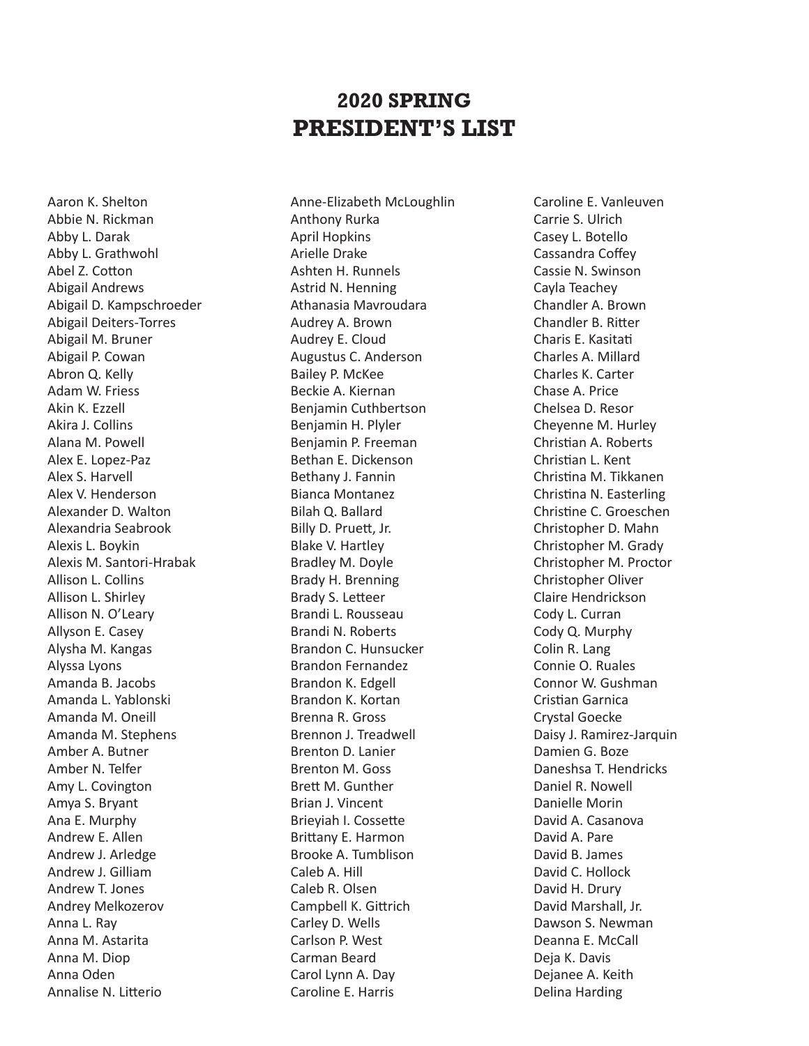# 2020 SPRING
# PRESIDENT'S LIST

Aaron K. Shelton
Abbie N. Rickman
Abby L. Darak
Abby L. Grathwohl
Abel Z. Cotton
Abigail Andrews
Abigail D. Kampschroeder
Abigail Deiters-Torres
Abigail M. Bruner
Abigail P. Cowan
Abron Q. Kelly
Adam W. Friess
Akin K. Ezzell
Akira J. Collins
Alana M. Powell
Alex E. Lopez-Paz
Alex S. Harvell
Alex V. Henderson
Alexander D. Walton
Alexandria Seabrook
Alexis L. Boykin
Alexis M. Santori-Hrabak
Allison L. Collins
Allison L. Shirley
Allison N. O'Leary
Allyson E. Casey
Alysha M. Kangas
Alyssa Lyons
Amanda B. Jacobs
Amanda L. Yablonski
Amanda M. Oneill
Amanda M. Stephens
Amber A. Butner
Amber N. Telfer
Amy L. Covington
Amya S. Bryant
Ana E. Murphy
Andrew E. Allen
Andrew J. Arledge
Andrew J. Gilliam
Andrew T. Jones
Andrey Melkozerov
Anna L. Ray
Anna M. Astarita
Anna M. Diop
Anna Oden
Annalise N. Litterio
Anne-Elizabeth McLoughlin
Anthony Rurka
April Hopkins
Arielle Drake
Ashten H. Runnels
Astrid N. Henning
Athanasia Mavroudara
Audrey A. Brown
Audrey E. Cloud
Augustus C. Anderson
Bailey P. McKee
Beckie A. Kiernan
Benjamin Cuthbertson
Benjamin H. Plyler
Benjamin P. Freeman
Bethan E. Dickenson
Bethany J. Fannin
Bianca Montanez
Bilah Q. Ballard
Billy D. Pruett, Jr.
Blake V. Hartley
Bradley M. Doyle
Brady H. Brenning
Brady S. Letteer
Brandi L. Rousseau
Brandi N. Roberts
Brandon C. Hunsucker
Brandon Fernandez
Brandon K. Edgell
Brandon K. Kortan
Brenna R. Gross
Brennon J. Treadwell
Brenton D. Lanier
Brenton M. Goss
Brett M. Gunther
Brian J. Vincent
Brieyiah I. Cossette
Brittany E. Harmon
Brooke A. Tumblison
Caleb A. Hill
Caleb R. Olsen
Campbell K. Gittrich
Carley D. Wells
Carlson P. West
Carman Beard
Carol Lynn A. Day
Caroline E. Harris
Caroline E. Vanleuven
Carrie S. Ulrich
Casey L. Botello
Cassandra Coffey
Cassie N. Swinson
Cayla Teachey
Chandler A. Brown
Chandler B. Ritter
Charis E. Kasitati
Charles A. Millard
Charles K. Carter
Chase A. Price
Chelsea D. Resor
Cheyenne M. Hurley
Christian A. Roberts
Christian L. Kent
Christina M. Tikkanen
Christina N. Easterling
Christine C. Groeschen
Christopher D. Mahn
Christopher M. Grady
Christopher M. Proctor
Christopher Oliver
Claire Hendrickson
Cody L. Curran
Cody Q. Murphy
Colin R. Lang
Connie O. Ruales
Connor W. Gushman
Cristian Garnica
Crystal Goecke
Daisy J. Ramirez-Jarquin
Damien G. Boze
Daneshsa T. Hendricks
Daniel R. Nowell
Danielle Morin
David A. Casanova
David A. Pare
David B. James
David C. Hollock
David H. Drury
David Marshall, Jr.
Dawson S. Newman
Deanna E. McCall
Deja K. Davis
Dejanee A. Keith
Delina Harding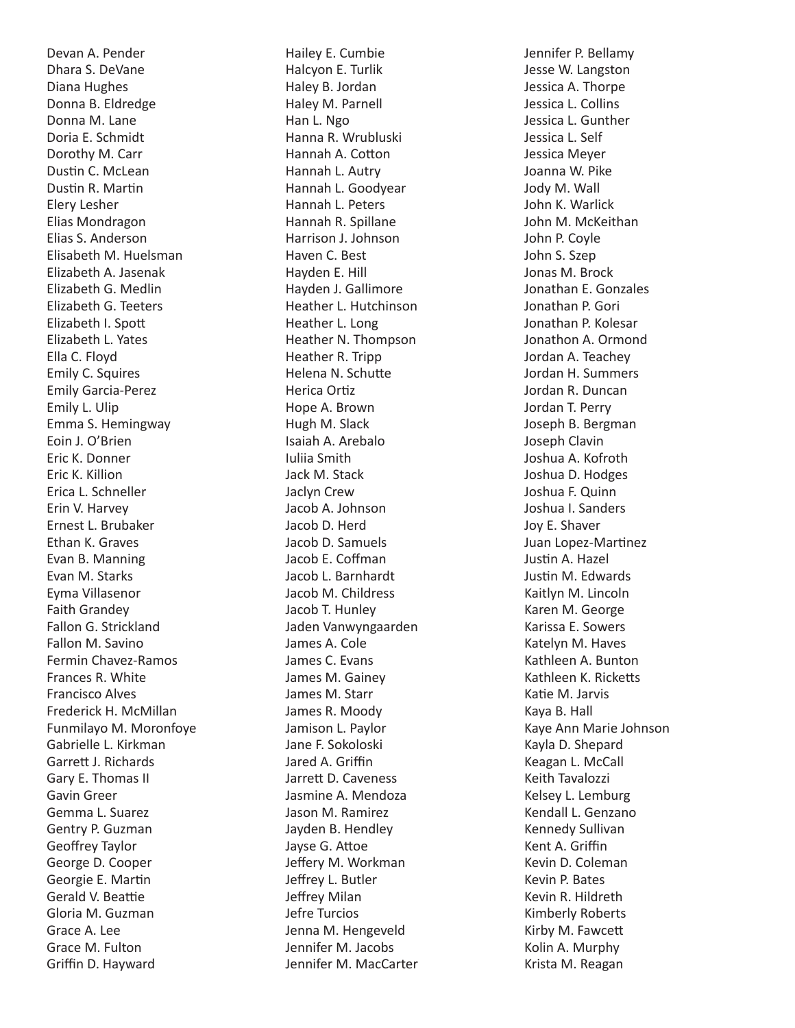Devan A. Pender
Dhara S. DeVane
Diana Hughes
Donna B. Eldredge
Donna M. Lane
Doria E. Schmidt
Dorothy M. Carr
Dustin C. McLean
Dustin R. Martin
Elery Lesher
Elias Mondragon
Elias S. Anderson
Elisabeth M. Huelsman
Elizabeth A. Jasenak
Elizabeth G. Medlin
Elizabeth G. Teeters
Elizabeth I. Spott
Elizabeth L. Yates
Ella C. Floyd
Emily C. Squires
Emily Garcia-Perez
Emily L. Ulip
Emma S. Hemingway
Eoin J. O'Brien
Eric K. Donner
Eric K. Killion
Erica L. Schneller
Erin V. Harvey
Ernest L. Brubaker
Ethan K. Graves
Evan B. Manning
Evan M. Starks
Eyma Villasenor
Faith Grandey
Fallon G. Strickland
Fallon M. Savino
Fermin Chavez-Ramos
Frances R. White
Francisco Alves
Frederick H. McMillan
Funmilayo M. Moronfoye
Gabrielle L. Kirkman
Garrett J. Richards
Gary E. Thomas II
Gavin Greer
Gemma L. Suarez
Gentry P. Guzman
Geoffrey Taylor
George D. Cooper
Georgie E. Martin
Gerald V. Beattie
Gloria M. Guzman
Grace A. Lee
Grace M. Fulton
Griffin D. Hayward
Hailey E. Cumbie
Halcyon E. Turlik
Haley B. Jordan
Haley M. Parnell
Han L. Ngo
Hanna R. Wrubluski
Hannah A. Cotton
Hannah L. Autry
Hannah L. Goodyear
Hannah L. Peters
Hannah R. Spillane
Harrison J. Johnson
Haven C. Best
Hayden E. Hill
Hayden J. Gallimore
Heather L. Hutchinson
Heather L. Long
Heather N. Thompson
Heather R. Tripp
Helena N. Schutte
Herica Ortiz
Hope A. Brown
Hugh M. Slack
Isaiah A. Arebalo
Iuliia Smith
Jack M. Stack
Jaclyn Crew
Jacob A. Johnson
Jacob D. Herd
Jacob D. Samuels
Jacob E. Coffman
Jacob L. Barnhardt
Jacob M. Childress
Jacob T. Hunley
Jaden Vanwyngaarden
James A. Cole
James C. Evans
James M. Gainey
James M. Starr
James R. Moody
Jamison L. Paylor
Jane F. Sokoloski
Jared A. Griffin
Jarrett D. Caveness
Jasmine A. Mendoza
Jason M. Ramirez
Jayden B. Hendley
Jayse G. Attoe
Jeffery M. Workman
Jeffrey L. Butler
Jeffrey Milan
Jefre Turcios
Jenna M. Hengeveld
Jennifer M. Jacobs
Jennifer M. MacCarter
Jennifer P. Bellamy
Jesse W. Langston
Jessica A. Thorpe
Jessica L. Collins
Jessica L. Gunther
Jessica L. Self
Jessica Meyer
Joanna W. Pike
Jody M. Wall
John K. Warlick
John M. McKeithan
John P. Coyle
John S. Szep
Jonas M. Brock
Jonathan E. Gonzales
Jonathan P. Gori
Jonathan P. Kolesar
Jonathon A. Ormond
Jordan A. Teachey
Jordan H. Summers
Jordan R. Duncan
Jordan T. Perry
Joseph B. Bergman
Joseph Clavin
Joshua A. Kofroth
Joshua D. Hodges
Joshua F. Quinn
Joshua I. Sanders
Joy E. Shaver
Juan Lopez-Martinez
Justin A. Hazel
Justin M. Edwards
Kaitlyn M. Lincoln
Karen M. George
Karissa E. Sowers
Katelyn M. Haves
Kathleen A. Bunton
Kathleen K. Ricketts
Katie M. Jarvis
Kaya B. Hall
Kaye Ann Marie Johnson
Kayla D. Shepard
Keagan L. McCall
Keith Tavalozzi
Kelsey L. Lemburg
Kendall L. Genzano
Kennedy Sullivan
Kent A. Griffin
Kevin D. Coleman
Kevin P. Bates
Kevin R. Hildreth
Kimberly Roberts
Kirby M. Fawcett
Kolin A. Murphy
Krista M. Reagan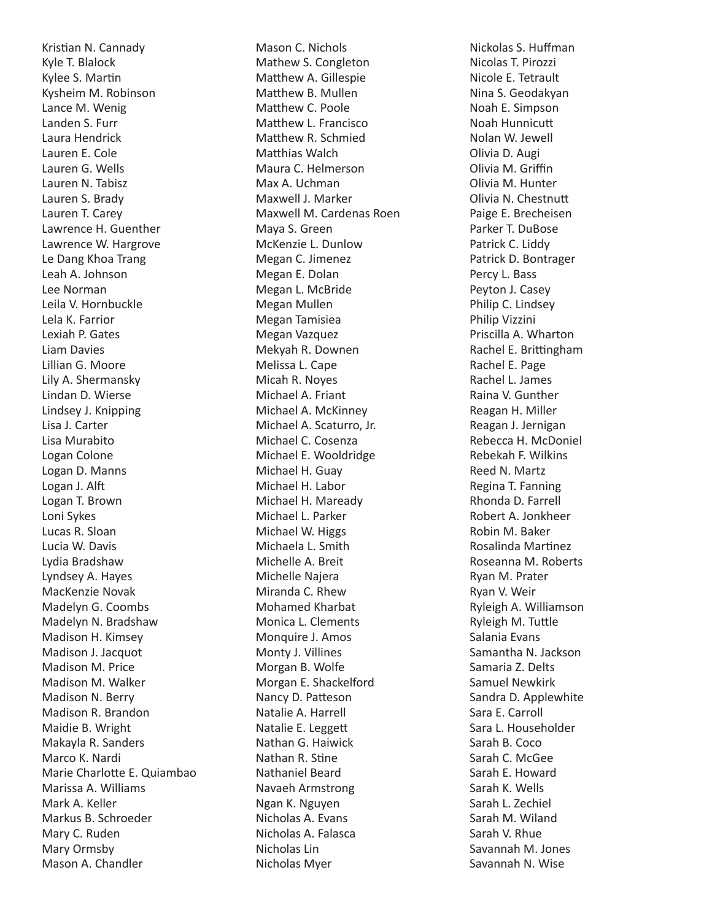Kristian N. Cannady
Kyle T. Blalock
Kylee S. Martin
Kysheim M. Robinson
Lance M. Wenig
Landen S. Furr
Laura Hendrick
Lauren E. Cole
Lauren G. Wells
Lauren N. Tabisz
Lauren S. Brady
Lauren T. Carey
Lawrence H. Guenther
Lawrence W. Hargrove
Le Dang Khoa Trang
Leah A. Johnson
Lee Norman
Leila V. Hornbuckle
Lela K. Farrior
Lexiah P. Gates
Liam Davies
Lillian G. Moore
Lily A. Shermansky
Lindan D. Wierse
Lindsey J. Knipping
Lisa J. Carter
Lisa Murabito
Logan Colone
Logan D. Manns
Logan J. Alft
Logan T. Brown
Loni Sykes
Lucas R. Sloan
Lucia W. Davis
Lydia Bradshaw
Lyndsey A. Hayes
MacKenzie Novak
Madelyn G. Coombs
Madelyn N. Bradshaw
Madison H. Kimsey
Madison J. Jacquot
Madison M. Price
Madison M. Walker
Madison N. Berry
Madison R. Brandon
Maidie B. Wright
Makayla R. Sanders
Marco K. Nardi
Marie Charlotte E. Quiambao
Marissa A. Williams
Mark A. Keller
Markus B. Schroeder
Mary C. Ruden
Mary Ormsby
Mason A. Chandler
Mason C. Nichols
Mathew S. Congleton
Matthew A. Gillespie
Matthew B. Mullen
Matthew C. Poole
Matthew L. Francisco
Matthew R. Schmied
Matthias Walch
Maura C. Helmerson
Max A. Uchman
Maxwell J. Marker
Maxwell M. Cardenas Roen
Maya S. Green
McKenzie L. Dunlow
Megan C. Jimenez
Megan E. Dolan
Megan L. McBride
Megan Mullen
Megan Tamisiea
Megan Vazquez
Mekyah R. Downen
Melissa L. Cape
Micah R. Noyes
Michael A. Friant
Michael A. McKinney
Michael A. Scaturro, Jr.
Michael C. Cosenza
Michael E. Wooldridge
Michael H. Guay
Michael H. Labor
Michael H. Maready
Michael L. Parker
Michael W. Higgs
Michaela L. Smith
Michelle A. Breit
Michelle Najera
Miranda C. Rhew
Mohamed Kharbat
Monica L. Clements
Monquire J. Amos
Monty J. Villines
Morgan B. Wolfe
Morgan E. Shackelford
Nancy D. Patteson
Natalie A. Harrell
Natalie E. Leggett
Nathan G. Haiwick
Nathan R. Stine
Nathaniel Beard
Navaeh Armstrong
Ngan K. Nguyen
Nicholas A. Evans
Nicholas A. Falasca
Nicholas Lin
Nicholas Myer
Nickolas S. Huffman
Nicolas T. Pirozzi
Nicole E. Tetrault
Nina S. Geodakyan
Noah E. Simpson
Noah Hunnicutt
Nolan W. Jewell
Olivia D. Augi
Olivia M. Griffin
Olivia M. Hunter
Olivia N. Chestnutt
Paige E. Brecheisen
Parker T. DuBose
Patrick C. Liddy
Patrick D. Bontrager
Percy L. Bass
Peyton J. Casey
Philip C. Lindsey
Philip Vizzini
Priscilla A. Wharton
Rachel E. Brittingham
Rachel E. Page
Rachel L. James
Raina V. Gunther
Reagan H. Miller
Reagan J. Jernigan
Rebecca H. McDoniel
Rebekah F. Wilkins
Reed N. Martz
Regina T. Fanning
Rhonda D. Farrell
Robert A. Jonkheer
Robin M. Baker
Rosalinda Martinez
Roseanna M. Roberts
Ryan M. Prater
Ryan V. Weir
Ryleigh A. Williamson
Ryleigh M. Tuttle
Salania Evans
Samantha N. Jackson
Samaria Z. Delts
Samuel Newkirk
Sandra D. Applewhite
Sara E. Carroll
Sara L. Householder
Sarah B. Coco
Sarah C. McGee
Sarah E. Howard
Sarah K. Wells
Sarah L. Zechiel
Sarah M. Wiland
Sarah V. Rhue
Savannah M. Jones
Savannah N. Wise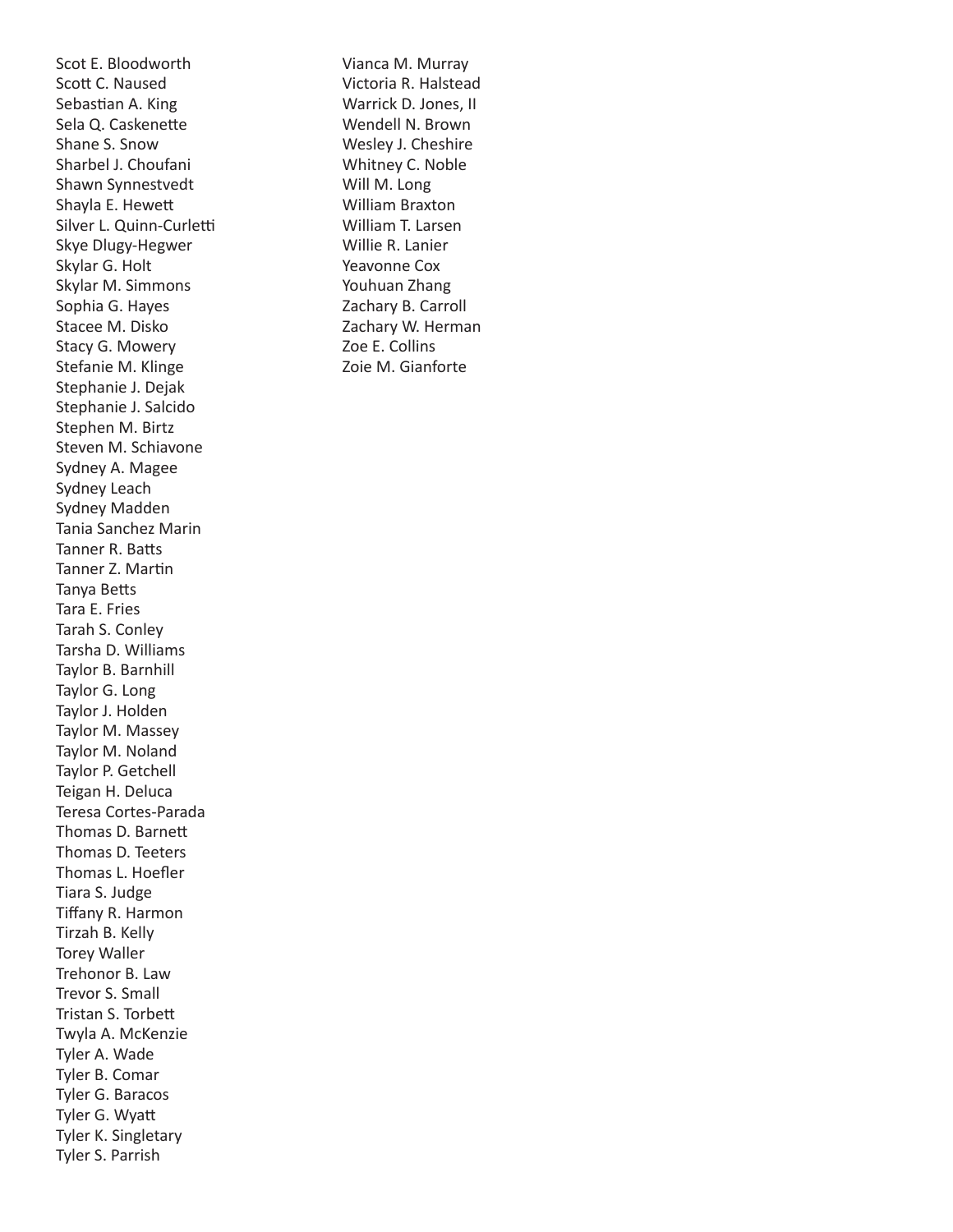Scot E. Bloodworth
Scott C. Naused
Sebastian A. King
Sela Q. Caskenette
Shane S. Snow
Sharbel J. Choufani
Shawn Synnestvedt
Shayla E. Hewett
Silver L. Quinn-Curletti
Skye Dlugy-Hegwer
Skylar G. Holt
Skylar M. Simmons
Sophia G. Hayes
Stacee M. Disko
Stacy G. Mowery
Stefanie M. Klinge
Stephanie J. Dejak
Stephanie J. Salcido
Stephen M. Birtz
Steven M. Schiavone
Sydney A. Magee
Sydney Leach
Sydney Madden
Tania Sanchez Marin
Tanner R. Batts
Tanner Z. Martin
Tanya Betts
Tara E. Fries
Tarah S. Conley
Tarsha D. Williams
Taylor B. Barnhill
Taylor G. Long
Taylor J. Holden
Taylor M. Massey
Taylor M. Noland
Taylor P. Getchell
Teigan H. Deluca
Teresa Cortes-Parada
Thomas D. Barnett
Thomas D. Teeters
Thomas L. Hoefler
Tiara S. Judge
Tiffany R. Harmon
Tirzah B. Kelly
Torey Waller
Trehonor B. Law
Trevor S. Small
Tristan S. Torbett
Twyla A. McKenzie
Tyler A. Wade
Tyler B. Comar
Tyler G. Baracos
Tyler G. Wyatt
Tyler K. Singletary
Tyler S. Parrish
Vianca M. Murray
Victoria R. Halstead
Warrick D. Jones, II
Wendell N. Brown
Wesley J. Cheshire
Whitney C. Noble
Will M. Long
William Braxton
William T. Larsen
Willie R. Lanier
Yeavonne Cox
Youhuan Zhang
Zachary B. Carroll
Zachary W. Herman
Zoe E. Collins
Zoie M. Gianforte